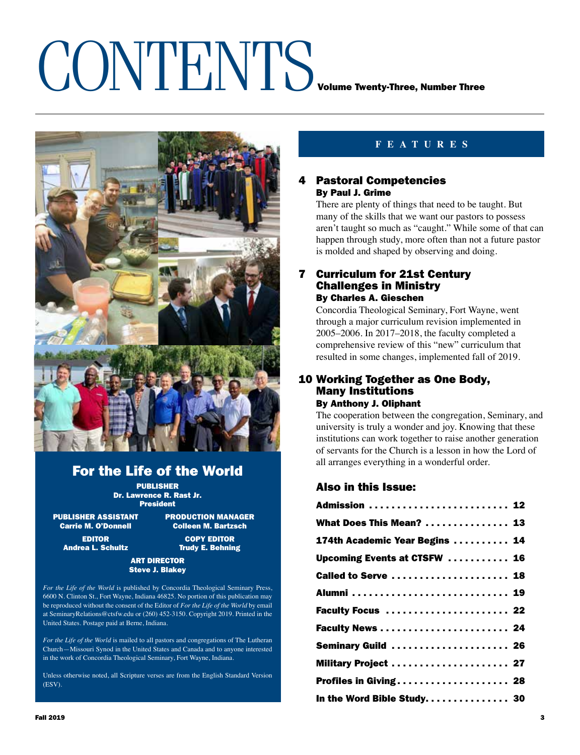# CONTENTS

**Volume Twenty-Three, Number Three**

## For the Life of the World

**PUBLISHER**
**Dr. Lawrence R. Rast Jr.**
**President**

**PUBLISHER ASSISTANT**
**Carrie M. O'Donnell**

**PRODUCTION MANAGER**
**Colleen M. Bartzsch**

**EDITOR**
**Andrea L. Schultz**

**COPY EDITOR**
**Trudy E. Behning**

**ART DIRECTOR**
**Steve J. Blakey**

*For the Life of the World* is published by Concordia Theological Seminary Press, 6600 N. Clinton St., Fort Wayne, Indiana 46825. No portion of this publication may be reproduced without the consent of the Editor of *For the Life of the World* by email at SeminaryRelations@ctsfw.edu or (260) 452-3150. Copyright 2019. Printed in the United States. Postage paid at Berne, Indiana.

*For the Life of the World* is mailed to all pastors and congregations of The Lutheran Church—Missouri Synod in the United States and Canada and to anyone interested in the work of Concordia Theological Seminary, Fort Wayne, Indiana.

Unless otherwise noted, all Scripture verses are from the English Standard Version (ESV).

## FEATURES

### 4 Pastoral Competencies
**By Paul J. Grime**

There are plenty of things that need to be taught. But many of the skills that we want our pastors to possess aren't taught so much as "caught." While some of that can happen through study, more often than not a future pastor is molded and shaped by observing and doing.

### 7 Curriculum for 21st Century Challenges in Ministry
**By Charles A. Gieschen**

Concordia Theological Seminary, Fort Wayne, went through a major curriculum revision implemented in 2005–2006. In 2017–2018, the faculty completed a comprehensive review of this "new" curriculum that resulted in some changes, implemented fall of 2019.

### 10 Working Together as One Body, Many Institutions
**By Anthony J. Oliphant**

The cooperation between the congregation, Seminary, and university is truly a wonder and joy. Knowing that these institutions can work together to raise another generation of servants for the Church is a lesson in how the Lord of all arranges everything in a wonderful order.

### Also in this Issue:

- **Admission** ........................ 12
- **What Does This Mean?** ............... 13
- **174th Academic Year Begins** .......... 14
- **Upcoming Events at CTSFW** ........... 16
- **Called to Serve** ..................... 18
- **Alumni** ............................ 19
- **Faculty Focus** ...................... 22
- **Faculty News** ....................... 24
- **Seminary Guild** ..................... 26
- **Military Project** .................... 27
- **Profiles in Giving** .................. 28
- **In the Word Bible Study** .............. 30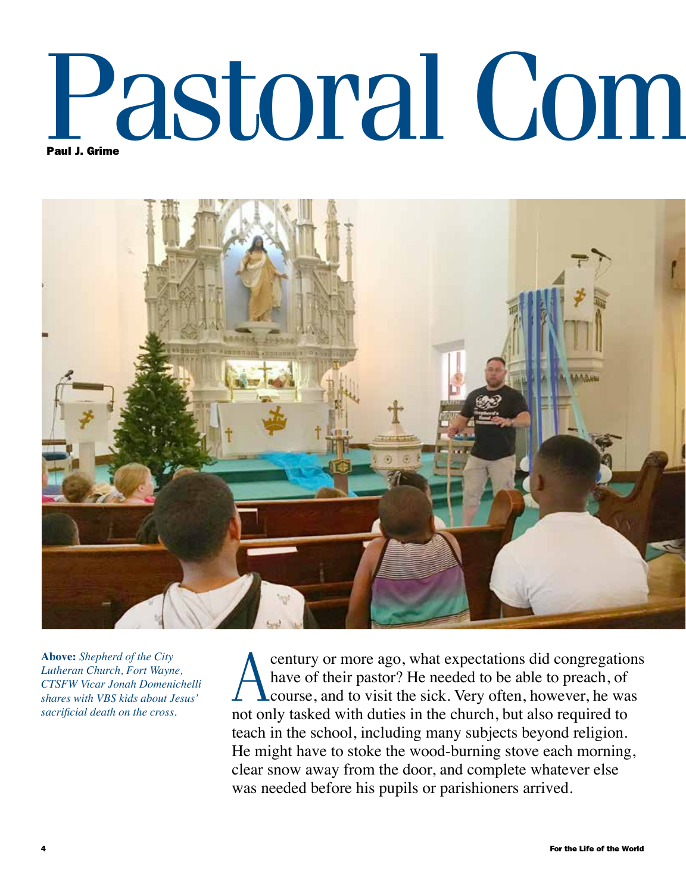# Pastoral Com

**Paul J. Grime**

**Above:** *Shepherd of the City Lutheran Church, Fort Wayne, CTSFW Vicar Jonah Domenichelli shares with VBS kids about Jesus' sacrificial death on the cross.*

A century or more ago, what expectations did congregations have of their pastor? He needed to be able to preach, of course, and to visit the sick. Very often, however, he was not only tasked with duties in the church, but also required to teach in the school, including many subjects beyond religion. He might have to stoke the wood-burning stove each morning, clear snow away from the door, and complete whatever else was needed before his pupils or parishioners arrived.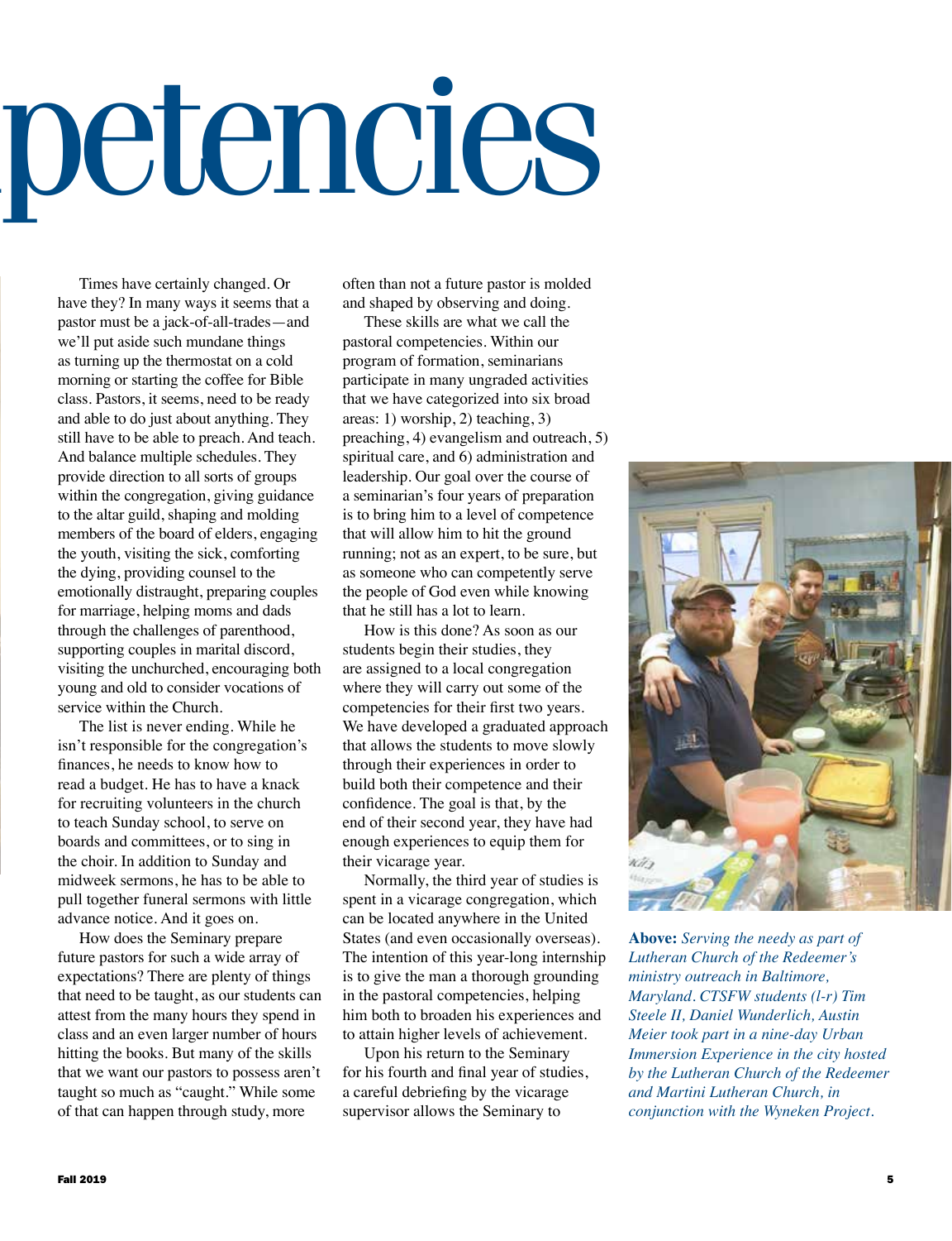# petencies

Times have certainly changed. Or have they? In many ways it seems that a pastor must be a jack-of-all-trades—and we'll put aside such mundane things as turning up the thermostat on a cold morning or starting the coffee for Bible class. Pastors, it seems, need to be ready and able to do just about anything. They still have to be able to preach. And teach. And balance multiple schedules. They provide direction to all sorts of groups within the congregation, giving guidance to the altar guild, shaping and molding members of the board of elders, engaging the youth, visiting the sick, comforting the dying, providing counsel to the emotionally distraught, preparing couples for marriage, helping moms and dads through the challenges of parenthood, supporting couples in marital discord, visiting the unchurched, encouraging both young and old to consider vocations of service within the Church.

The list is never ending. While he isn't responsible for the congregation's finances, he needs to know how to read a budget. He has to have a knack for recruiting volunteers in the church to teach Sunday school, to serve on boards and committees, or to sing in the choir. In addition to Sunday and midweek sermons, he has to be able to pull together funeral sermons with little advance notice. And it goes on.

How does the Seminary prepare future pastors for such a wide array of expectations? There are plenty of things that need to be taught, as our students can attest from the many hours they spend in class and an even larger number of hours hitting the books. But many of the skills that we want our pastors to possess aren't taught so much as "caught." While some of that can happen through study, more often than not a future pastor is molded and shaped by observing and doing.

These skills are what we call the pastoral competencies. Within our program of formation, seminarians participate in many ungraded activities that we have categorized into six broad areas: 1) worship, 2) teaching, 3) preaching, 4) evangelism and outreach, 5) spiritual care, and 6) administration and leadership. Our goal over the course of a seminarian's four years of preparation is to bring him to a level of competence that will allow him to hit the ground running; not as an expert, to be sure, but as someone who can competently serve the people of God even while knowing that he still has a lot to learn.

How is this done? As soon as our students begin their studies, they are assigned to a local congregation where they will carry out some of the competencies for their first two years. We have developed a graduated approach that allows the students to move slowly through their experiences in order to build both their competence and their confidence. The goal is that, by the end of their second year, they have had enough experiences to equip them for their vicarage year.

Normally, the third year of studies is spent in a vicarage congregation, which can be located anywhere in the United States (and even occasionally overseas). The intention of this year-long internship is to give the man a thorough grounding in the pastoral competencies, helping him both to broaden his experiences and to attain higher levels of achievement.

Upon his return to the Seminary for his fourth and final year of studies, a careful debriefing by the vicarage supervisor allows the Seminary to

**Above:** *Serving the needy as part of Lutheran Church of the Redeemer's ministry outreach in Baltimore, Maryland. CTSFW students (l-r) Tim Steele II, Daniel Wunderlich, Austin Meier took part in a nine-day Urban Immersion Experience in the city hosted by the Lutheran Church of the Redeemer and Martini Lutheran Church, in conjunction with the Wyneken Project.*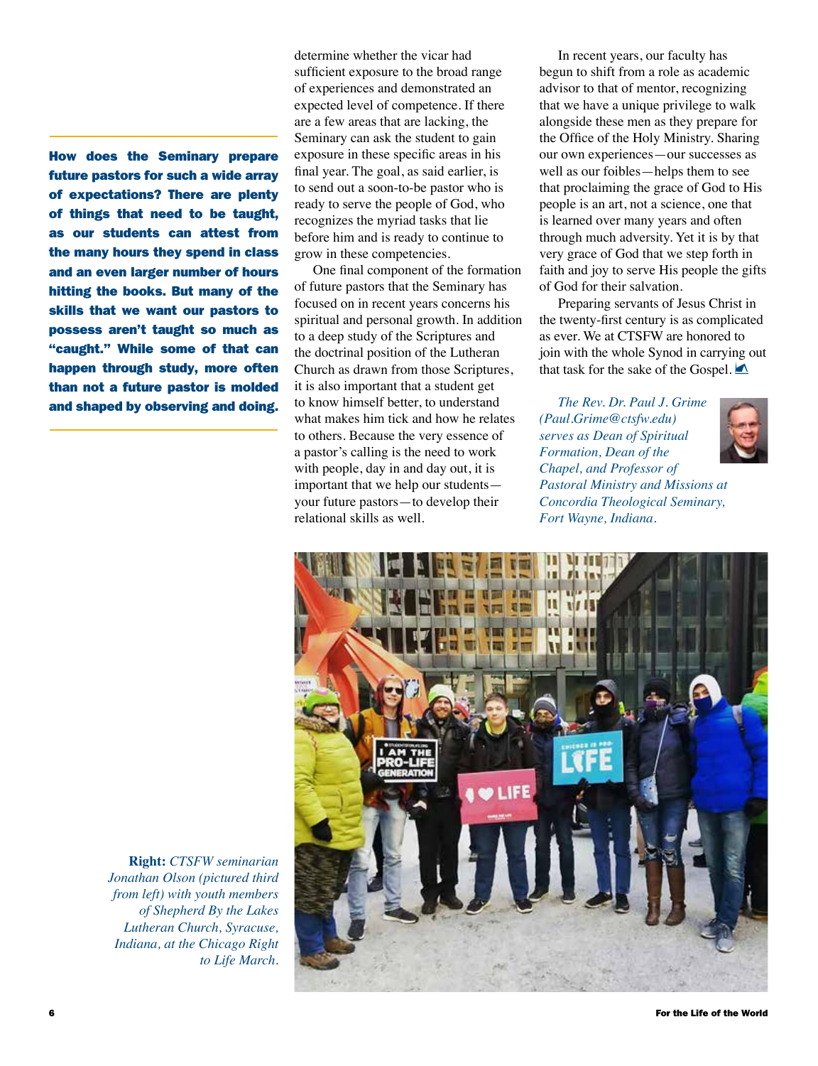determine whether the vicar had sufficient exposure to the broad range of experiences and demonstrated an expected level of competence. If there are a few areas that are lacking, the Seminary can ask the student to gain exposure in these specific areas in his final year. The goal, as said earlier, is to send out a soon-to-be pastor who is ready to serve the people of God, who recognizes the myriad tasks that lie before him and is ready to continue to grow in these competencies.

**How does the Seminary prepare future pastors for such a wide array of expectations? There are plenty of things that need to be taught, as our students can attest from the many hours they spend in class and an even larger number of hours hitting the books. But many of the skills that we want our pastors to possess aren't taught so much as "caught." While some of that can happen through study, more often than not a future pastor is molded and shaped by observing and doing.**

One final component of the formation of future pastors that the Seminary has focused on in recent years concerns his spiritual and personal growth. In addition to a deep study of the Scriptures and the doctrinal position of the Lutheran Church as drawn from those Scriptures, it is also important that a student get to know himself better, to understand what makes him tick and how he relates to others. Because the very essence of a pastor's calling is the need to work with people, day in and day out, it is important that we help our students—your future pastors—to develop their relational skills as well.

In recent years, our faculty has begun to shift from a role as academic advisor to that of mentor, recognizing that we have a unique privilege to walk alongside these men as they prepare for the Office of the Holy Ministry. Sharing our own experiences—our successes as well as our foibles—helps them to see that proclaiming the grace of God to His people is an art, not a science, one that is learned over many years and often through much adversity. Yet it is by that very grace of God that we step forth in faith and joy to serve His people the gifts of God for their salvation.

Preparing servants of Jesus Christ in the twenty-first century is as complicated as ever. We at CTSFW are honored to join with the whole Synod in carrying out that task for the sake of the Gospel.

*The Rev. Dr. Paul J. Grime (Paul.Grime@ctsfw.edu) serves as Dean of Spiritual Formation, Dean of the Chapel, and Professor of Pastoral Ministry and Missions at Concordia Theological Seminary, Fort Wayne, Indiana.*

**Right:** *CTSFW seminarian Jonathan Olson (pictured third from left) with youth members of Shepherd By the Lakes Lutheran Church, Syracuse, Indiana, at the Chicago Right to Life March.*